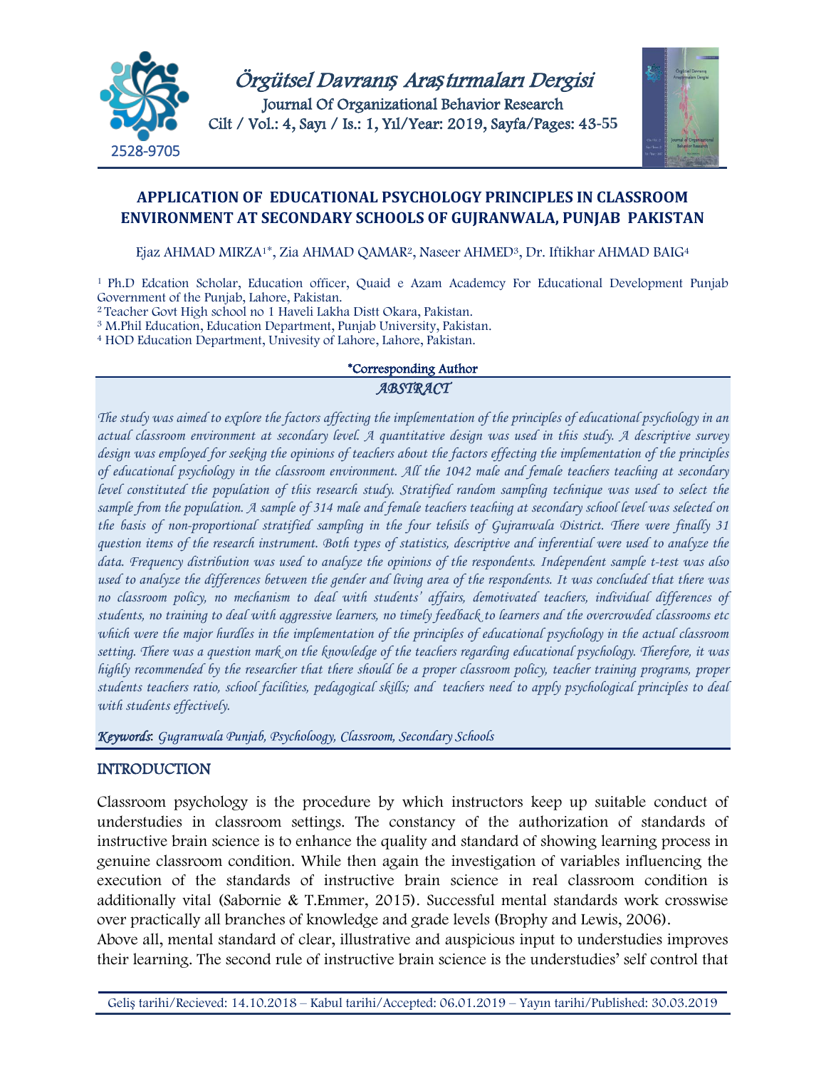# APPLICATION OF EDUCATIONAL PSYCHOLOGY PRINCIPLES IN CLASSROOM ENVIRONMENT AT SECONDARY SCHOOLS OF GUJRANWALA, PUNJAB PAKISTAN

Ejaz AHMAD MIRZA[1*], Zia AHMAD QAMAR[2], Naseer AHMED[3], Dr. Iftikhar AHMAD BAIG[4]

[1] Ph.D Edcation Scholar, Education officer, Quaid e Azam Academcy For Educational Development Punjab Government of the Punjab, Lahore, Pakistan.
[2] Teacher Govt High school no 1 Haveli Lakha Distt Okara, Pakistan.
[3] M.Phil Education, Education Department, Punjab University, Pakistan.
[4] HOD Education Department, Univesity of Lahore, Lahore, Pakistan.

*Corresponding Author

## *ABSTRACT*

*The study was aimed to explore the factors affecting the implementation of the principles of educational psychology in an actual classroom environment at secondary level. A quantitative design was used in this study. A descriptive survey design was employed for seeking the opinions of teachers about the factors effecting the implementation of the principles of educational psychology in the classroom environment. All the 1042 male and female teachers teaching at secondary level constituted the population of this research study. Stratified random sampling technique was used to select the sample from the population. A sample of 314 male and female teachers teaching at secondary school level was selected on the basis of non-proportional stratified sampling in the four tehsils of Gujranwala District. There were finally 31 question items of the research instrument. Both types of statistics, descriptive and inferential were used to analyze the data. Frequency distribution was used to analyze the opinions of the respondents. Independent sample t-test was also used to analyze the differences between the gender and living area of the respondents. It was concluded that there was no classroom policy, no mechanism to deal with students' affairs, demotivated teachers, individual differences of students, no training to deal with aggressive learners, no timely feedback to learners and the overcrowded classrooms etc which were the major hurdles in the implementation of the principles of educational psychology in the actual classroom setting. There was a question mark on the knowledge of the teachers regarding educational psychology. Therefore, it was highly recommended by the researcher that there should be a proper classroom policy, teacher training programs, proper students teachers ratio, school facilities, pedagogical skills; and teachers need to apply psychological principles to deal with students effectively.*

***Keywords**: Gugranwala Punjab, Psycholoogy, Classroom, Secondary Schools*

## INTRODUCTION

Classroom psychology is the procedure by which instructors keep up suitable conduct of understudies in classroom settings. The constancy of the authorization of standards of instructive brain science is to enhance the quality and standard of showing learning process in genuine classroom condition. While then again the investigation of variables influencing the execution of the standards of instructive brain science in real classroom condition is additionally vital (Sabornie & T.Emmer, 2015). Successful mental standards work crosswise over practically all branches of knowledge and grade levels (Brophy and Lewis, 2006).

Above all, mental standard of clear, illustrative and auspicious input to understudies improves their learning. The second rule of instructive brain science is the understudies' self control that

Geliş tarihi/Recieved: 14.10.2018 – Kabul tarihi/Accepted: 06.01.2019 – Yayın tarihi/Published: 30.03.2019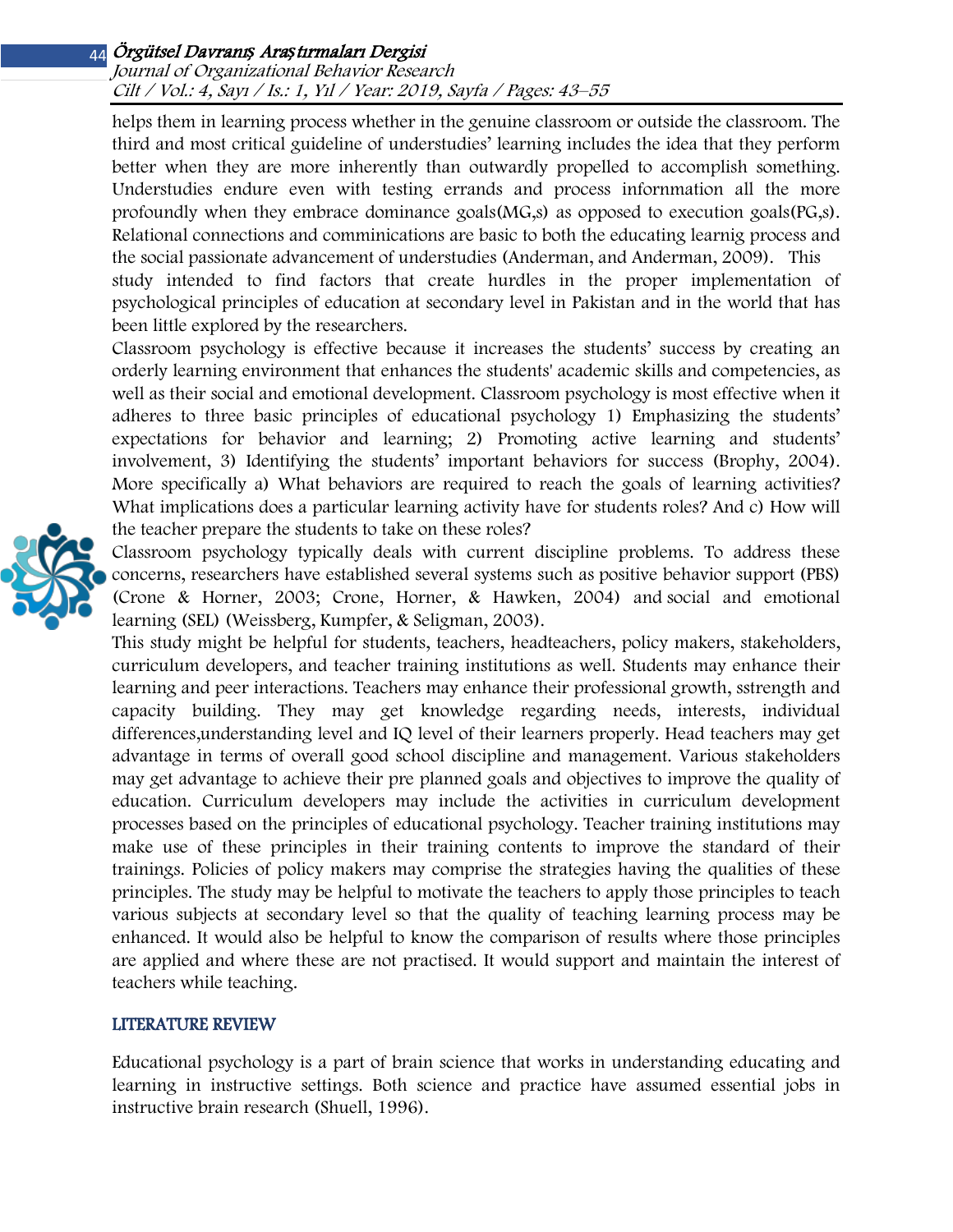helps them in learning process whether in the genuine classroom or outside the classroom. The third and most critical guideline of understudies' learning includes the idea that they perform better when they are more inherently than outwardly propelled to accomplish something. Understudies endure even with testing errands and process infornmation all the more profoundly when they embrace dominance goals(MG,s) as opposed to execution goals(PG,s). Relational connections and comminications are basic to both the educating learnig process and the social passionate advancement of understudies (Anderman, and Anderman, 2009). This study intended to find factors that create hurdles in the proper implementation of psychological principles of education at secondary level in Pakistan and in the world that has been little explored by the researchers.

Classroom psychology is effective because it increases the students' success by creating an orderly learning environment that enhances the students' academic skills and competencies, as well as their social and emotional development. Classroom psychology is most effective when it adheres to three basic principles of educational psychology 1) Emphasizing the students' expectations for behavior and learning; 2) Promoting active learning and students' involvement, 3) Identifying the students' important behaviors for success (Brophy, 2004). More specifically a) What behaviors are required to reach the goals of learning activities? What implications does a particular learning activity have for students roles? And c) How will the teacher prepare the students to take on these roles?

Classroom psychology typically deals with current discipline problems. To address these concerns, researchers have established several systems such as positive behavior support (PBS) (Crone & Horner, 2003; Crone, Horner, & Hawken, 2004) and social and emotional learning (SEL) (Weissberg, Kumpfer, & Seligman, 2003).

This study might be helpful for students, teachers, headteachers, policy makers, stakeholders, curriculum developers, and teacher training institutions as well. Students may enhance their learning and peer interactions. Teachers may enhance their professional growth, sstrength and capacity building. They may get knowledge regarding needs, interests, individual differences,understanding level and IQ level of their learners properly. Head teachers may get advantage in terms of overall good school discipline and management. Various stakeholders may get advantage to achieve their pre planned goals and objectives to improve the quality of education. Curriculum developers may include the activities in curriculum development processes based on the principles of educational psychology. Teacher training institutions may make use of these principles in their training contents to improve the standard of their trainings. Policies of policy makers may comprise the strategies having the qualities of these principles. The study may be helpful to motivate the teachers to apply those principles to teach various subjects at secondary level so that the quality of teaching learning process may be enhanced. It would also be helpful to know the comparison of results where those principles are applied and where these are not practised. It would support and maintain the interest of teachers while teaching.

## LITERATURE REVIEW

Educational psychology is a part of brain science that works in understanding educating and learning in instructive settings. Both science and practice have assumed essential jobs in instructive brain research (Shuell, 1996).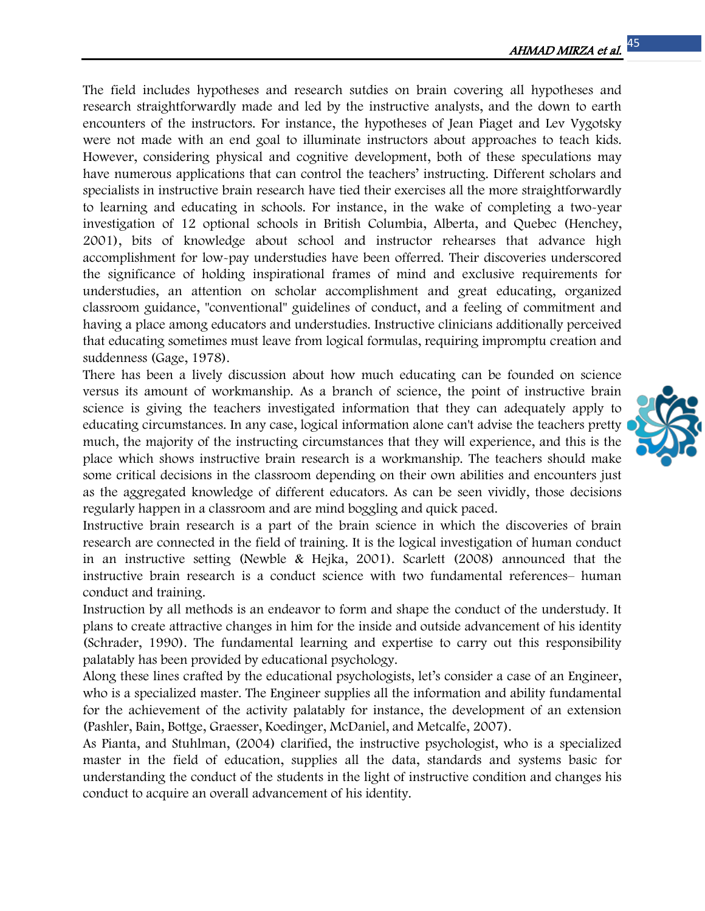The field includes hypotheses and research sutdies on brain covering all hypotheses and research straightforwardly made and led by the instructive analysts, and the down to earth encounters of the instructors. For instance, the hypotheses of Jean Piaget and Lev Vygotsky were not made with an end goal to illuminate instructors about approaches to teach kids. However, considering physical and cognitive development, both of these speculations may have numerous applications that can control the teachers' instructing. Different scholars and specialists in instructive brain research have tied their exercises all the more straightforwardly to learning and educating in schools. For instance, in the wake of completing a two-year investigation of 12 optional schools in British Columbia, Alberta, and Quebec (Henchey, 2001), bits of knowledge about school and instructor rehearses that advance high accomplishment for low-pay understudies have been offerred. Their discoveries underscored the significance of holding inspirational frames of mind and exclusive requirements for understudies, an attention on scholar accomplishment and great educating, organized classroom guidance, "conventional" guidelines of conduct, and a feeling of commitment and having a place among educators and understudies. Instructive clinicians additionally perceived that educating sometimes must leave from logical formulas, requiring impromptu creation and suddenness (Gage, 1978).

There has been a lively discussion about how much educating can be founded on science versus its amount of workmanship. As a branch of science, the point of instructive brain science is giving the teachers investigated information that they can adequately apply to educating circumstances. In any case, logical information alone can't advise the teachers pretty much, the majority of the instructing circumstances that they will experience, and this is the place which shows instructive brain research is a workmanship. The teachers should make some critical decisions in the classroom depending on their own abilities and encounters just as the aggregated knowledge of different educators. As can be seen vividly, those decisions regularly happen in a classroom and are mind boggling and quick paced.

Instructive brain research is a part of the brain science in which the discoveries of brain research are connected in the field of training. It is the logical investigation of human conduct in an instructive setting (Newble & Hejka, 2001). Scarlett (2008) announced that the instructive brain research is a conduct science with two fundamental references– human conduct and training.

Instruction by all methods is an endeavor to form and shape the conduct of the understudy. It plans to create attractive changes in him for the inside and outside advancement of his identity (Schrader, 1990). The fundamental learning and expertise to carry out this responsibility palatably has been provided by educational psychology.

Along these lines crafted by the educational psychologists, let's consider a case of an Engineer, who is a specialized master. The Engineer supplies all the information and ability fundamental for the achievement of the activity palatably for instance, the development of an extension (Pashler, Bain, Bottge, Graesser, Koedinger, McDaniel, and Metcalfe, 2007).

As Pianta, and Stuhlman, (2004) clarified, the instructive psychologist, who is a specialized master in the field of education, supplies all the data, standards and systems basic for understanding the conduct of the students in the light of instructive condition and changes his conduct to acquire an overall advancement of his identity.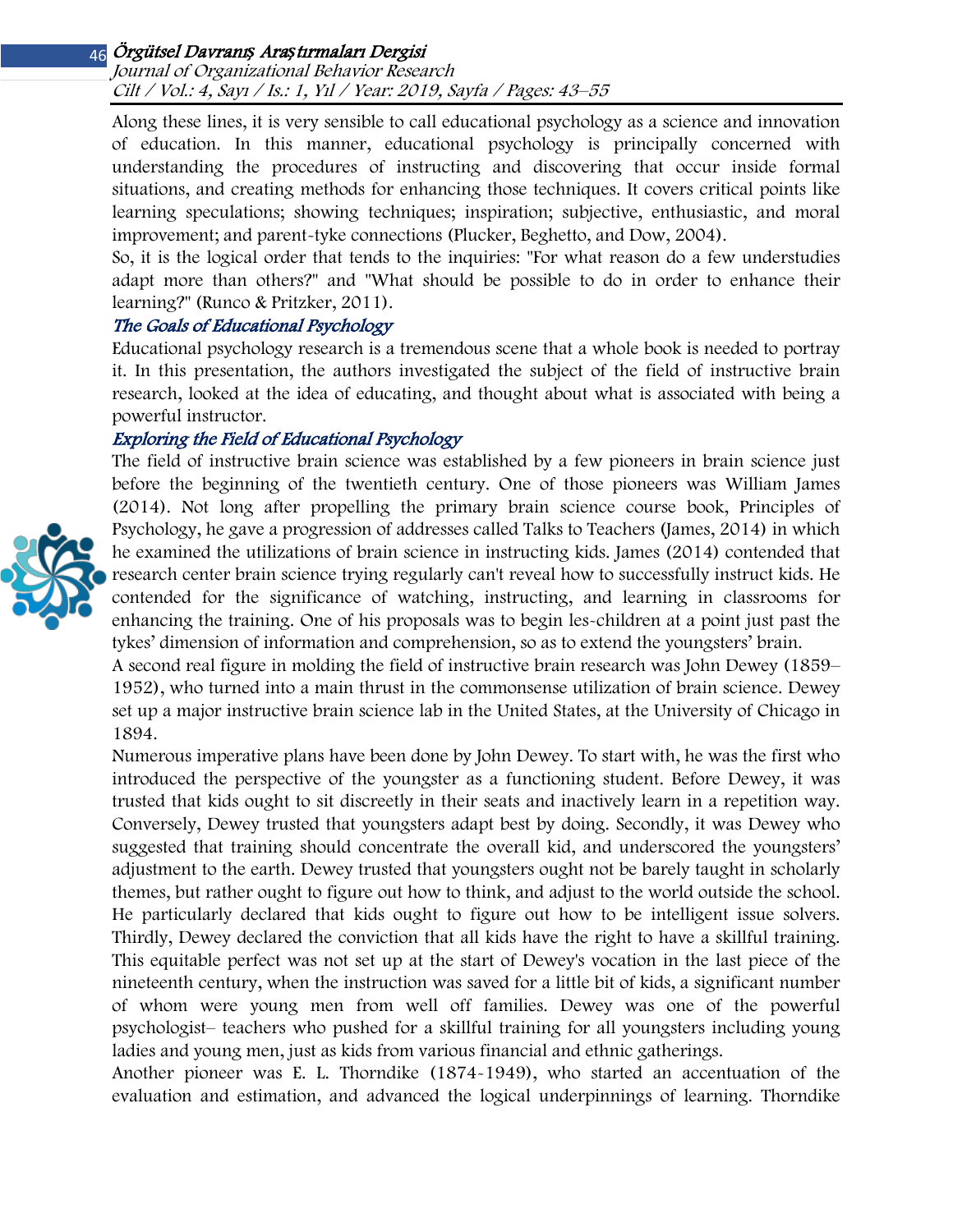Along these lines, it is very sensible to call educational psychology as a science and innovation of education. In this manner, educational psychology is principally concerned with understanding the procedures of instructing and discovering that occur inside formal situations, and creating methods for enhancing those techniques. It covers critical points like learning speculations; showing techniques; inspiration; subjective, enthusiastic, and moral improvement; and parent-tyke connections (Plucker, Beghetto, and Dow, 2004).

So, it is the logical order that tends to the inquiries: "For what reason do a few understudies adapt more than others?" and "What should be possible to do in order to enhance their learning?" (Runco & Pritzker, 2011).

### *The Goals of Educational Psychology*

Educational psychology research is a tremendous scene that a whole book is needed to portray it. In this presentation, the authors investigated the subject of the field of instructive brain research, looked at the idea of educating, and thought about what is associated with being a powerful instructor.

### *Exploring the Field of Educational Psychology*

The field of instructive brain science was established by a few pioneers in brain science just before the beginning of the twentieth century. One of those pioneers was William James (2014). Not long after propelling the primary brain science course book, Principles of Psychology, he gave a progression of addresses called Talks to Teachers (James, 2014) in which he examined the utilizations of brain science in instructing kids. James (2014) contended that research center brain science trying regularly can't reveal how to successfully instruct kids. He contended for the significance of watching, instructing, and learning in classrooms for enhancing the training. One of his proposals was to begin les-children at a point just past the tykes' dimension of information and comprehension, so as to extend the youngsters' brain.

A second real figure in molding the field of instructive brain research was John Dewey (1859–1952), who turned into a main thrust in the commonsense utilization of brain science. Dewey set up a major instructive brain science lab in the United States, at the University of Chicago in 1894.

Numerous imperative plans have been done by John Dewey. To start with, he was the first who introduced the perspective of the youngster as a functioning student. Before Dewey, it was trusted that kids ought to sit discreetly in their seats and inactively learn in a repetition way. Conversely, Dewey trusted that youngsters adapt best by doing. Secondly, it was Dewey who suggested that training should concentrate the overall kid, and underscored the youngsters' adjustment to the earth. Dewey trusted that youngsters ought not be barely taught in scholarly themes, but rather ought to figure out how to think, and adjust to the world outside the school. He particularly declared that kids ought to figure out how to be intelligent issue solvers. Thirdly, Dewey declared the conviction that all kids have the right to have a skillful training. This equitable perfect was not set up at the start of Dewey's vocation in the last piece of the nineteenth century, when the instruction was saved for a little bit of kids, a significant number of whom were young men from well off families. Dewey was one of the powerful psychologist– teachers who pushed for a skillful training for all youngsters including young ladies and young men, just as kids from various financial and ethnic gatherings.

Another pioneer was E. L. Thorndike (1874-1949), who started an accentuation of the evaluation and estimation, and advanced the logical underpinnings of learning. Thorndike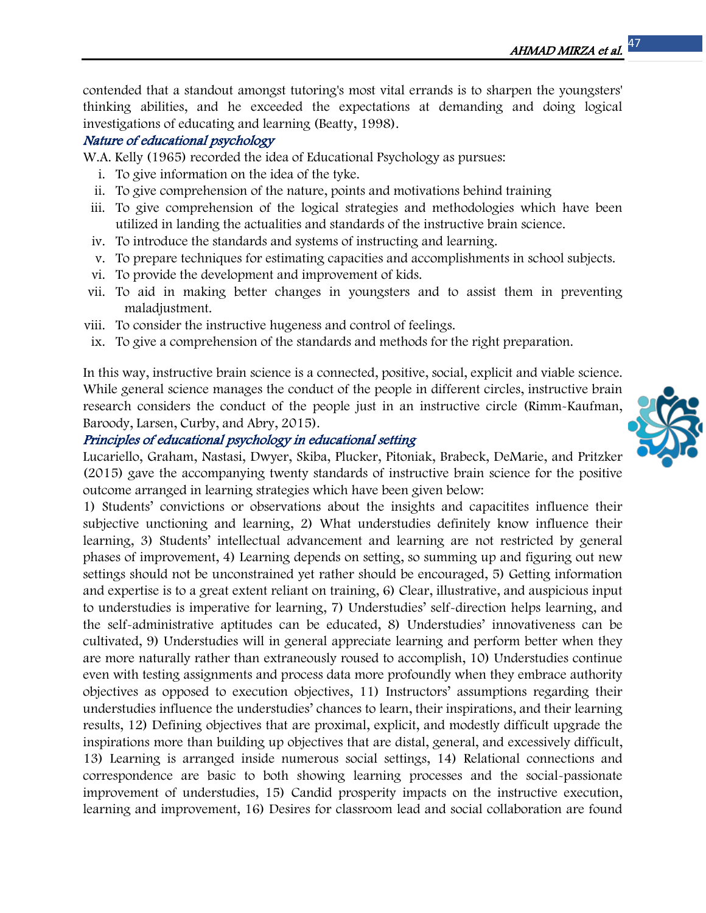contended that a standout amongst tutoring's most vital errands is to sharpen the youngsters' thinking abilities, and he exceeded the expectations at demanding and doing logical investigations of educating and learning (Beatty, 1998).

### *Nature of educational psychology*

W.A. Kelly (1965) recorded the idea of Educational Psychology as pursues:

i. To give information on the idea of the tyke.
ii. To give comprehension of the nature, points and motivations behind training
iii. To give comprehension of the logical strategies and methodologies which have been utilized in landing the actualities and standards of the instructive brain science.
iv. To introduce the standards and systems of instructing and learning.
v. To prepare techniques for estimating capacities and accomplishments in school subjects.
vi. To provide the development and improvement of kids.
vii. To aid in making better changes in youngsters and to assist them in preventing maladjustment.
viii. To consider the instructive hugeness and control of feelings.
ix. To give a comprehension of the standards and methods for the right preparation.

In this way, instructive brain science is a connected, positive, social, explicit and viable science. While general science manages the conduct of the people in different circles, instructive brain research considers the conduct of the people just in an instructive circle (Rimm-Kaufman, Baroody, Larsen, Curby, and Abry, 2015).

### *Principles of educational psychology in educational setting*

Lucariello, Graham, Nastasi, Dwyer, Skiba, Plucker, Pitoniak, Brabeck, DeMarie, and Pritzker (2015) gave the accompanying twenty standards of instructive brain science for the positive outcome arranged in learning strategies which have been given below:

1) Students' convictions or observations about the insights and capacitites influence their subjective unctioning and learning, 2) What understudies definitely know influence their learning, 3) Students' intellectual advancement and learning are not restricted by general phases of improvement, 4) Learning depends on setting, so summing up and figuring out new settings should not be unconstrained yet rather should be encouraged, 5) Getting information and expertise is to a great extent reliant on training, 6) Clear, illustrative, and auspicious input to understudies is imperative for learning, 7) Understudies' self-direction helps learning, and the self-administrative aptitudes can be educated, 8) Understudies' innovativeness can be cultivated, 9) Understudies will in general appreciate learning and perform better when they are more naturally rather than extraneously roused to accomplish, 10) Understudies continue even with testing assignments and process data more profoundly when they embrace authority objectives as opposed to execution objectives, 11) Instructors' assumptions regarding their understudies influence the understudies' chances to learn, their inspirations, and their learning results, 12) Defining objectives that are proximal, explicit, and modestly difficult upgrade the inspirations more than building up objectives that are distal, general, and excessively difficult, 13) Learning is arranged inside numerous social settings, 14) Relational connections and correspondence are basic to both showing learning processes and the social-passionate improvement of understudies, 15) Candid prosperity impacts on the instructive execution, learning and improvement, 16) Desires for classroom lead and social collaboration are found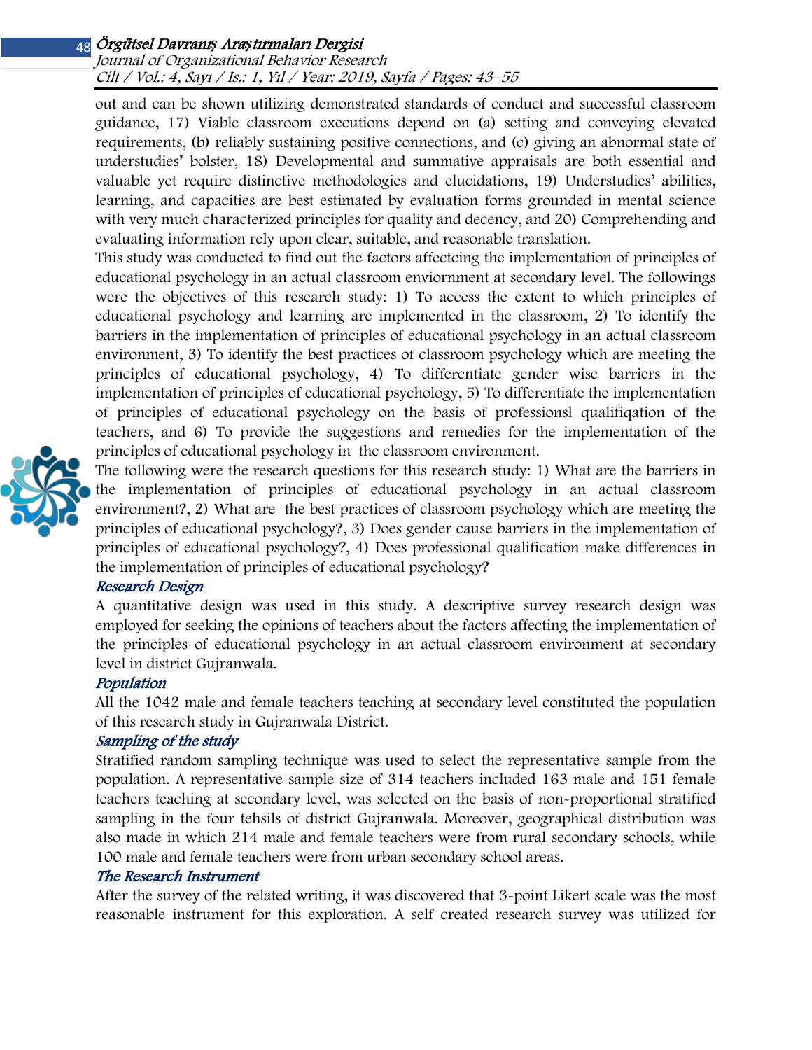out and can be shown utilizing demonstrated standards of conduct and successful classroom guidance, 17) Viable classroom executions depend on (a) setting and conveying elevated requirements, (b) reliably sustaining positive connections, and (c) giving an abnormal state of understudies' bolster, 18) Developmental and summative appraisals are both essential and valuable yet require distinctive methodologies and elucidations, 19) Understudies' abilities, learning, and capacities are best estimated by evaluation forms grounded in mental science with very much characterized principles for quality and decency, and 20) Comprehending and evaluating information rely upon clear, suitable, and reasonable translation.

This study was conducted to find out the factors affectcing the implementation of principles of educational psychology in an actual classroom enviornment at secondary level. The followings were the objectives of this research study: 1) To access the extent to which principles of educational psychology and learning are implemented in the classroom, 2) To identify the barriers in the implementation of principles of educational psychology in an actual classroom environment, 3) To identify the best practices of classroom psychology which are meeting the principles of educational psychology, 4) To differentiate gender wise barriers in the implementation of principles of educational psychology, 5) To differentiate the implementation of principles of educational psychology on the basis of professionsl qualifiqation of the teachers, and 6) To provide the suggestions and remedies for the implementation of the principles of educational psychology in the classroom environment.

The following were the research questions for this research study: 1) What are the barriers in the implementation of principles of educational psychology in an actual classroom environment?, 2) What are the best practices of classroom psychology which are meeting the principles of educational psychology?, 3) Does gender cause barriers in the implementation of principles of educational psychology?, 4) Does professional qualification make differences in the implementation of principles of educational psychology?

### *Research Design*

A quantitative design was used in this study. A descriptive survey research design was employed for seeking the opinions of teachers about the factors affecting the implementation of the principles of educational psychology in an actual classroom environment at secondary level in district Gujranwala.

### *Population*

All the 1042 male and female teachers teaching at secondary level constituted the population of this research study in Gujranwala District.

### *Sampling of the study*

Stratified random sampling technique was used to select the representative sample from the population. A representative sample size of 314 teachers included 163 male and 151 female teachers teaching at secondary level, was selected on the basis of non-proportional stratified sampling in the four tehsils of district Gujranwala. Moreover, geographical distribution was also made in which 214 male and female teachers were from rural secondary schools, while 100 male and female teachers were from urban secondary school areas.

### *The Research Instrument*

After the survey of the related writing, it was discovered that 3-point Likert scale was the most reasonable instrument for this exploration. A self created research survey was utilized for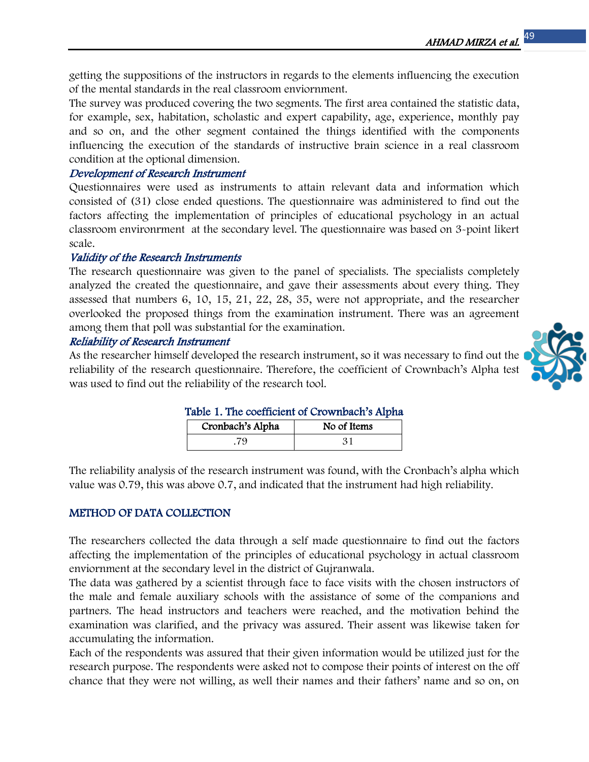getting the suppositions of the instructors in regards to the elements influencing the execution of the mental standards in the real classroom enviornment.

The survey was produced covering the two segments. The first area contained the statistic data, for example, sex, habitation, scholastic and expert capability, age, experience, monthly pay and so on, and the other segment contained the things identified with the components influencing the execution of the standards of instructive brain science in a real classroom condition at the optional dimension.

### *Development of Research Instrument*

Questionnaires were used as instruments to attain relevant data and information which consisted of (31) close ended questions. The questionnaire was administered to find out the factors affecting the implementation of principles of educational psychology in an actual classroom environrment at the secondary level. The questionnaire was based on 3-point likert scale.

### *Validity of the Research Instruments*

The research questionnaire was given to the panel of specialists. The specialists completely analyzed the created the questionnaire, and gave their assessments about every thing. They assessed that numbers 6, 10, 15, 21, 22, 28, 35, were not appropriate, and the researcher overlooked the proposed things from the examination instrument. There was an agreement among them that poll was substantial for the examination.

### *Reliability of Research Instrument*

As the researcher himself developed the research instrument, so it was necessary to find out the reliability of the research questionnaire. Therefore, the coefficient of Crownbach's Alpha test was used to find out the reliability of the research tool.

Table 1. The coefficient of Crownbach's Alpha

| Cronbach's Alpha | No of Items |
|---|---|
| .79 | 31 |

The reliability analysis of the research instrument was found, with the Cronbach's alpha which value was 0.79, this was above 0.7, and indicated that the instrument had high reliability.

## METHOD OF DATA COLLECTION

The researchers collected the data through a self made questionnaire to find out the factors affecting the implementation of the principles of educational psychology in actual classroom enviornment at the secondary level in the district of Gujranwala.

The data was gathered by a scientist through face to face visits with the chosen instructors of the male and female auxiliary schools with the assistance of some of the companions and partners. The head instructors and teachers were reached, and the motivation behind the examination was clarified, and the privacy was assured. Their assent was likewise taken for accumulating the information.

Each of the respondents was assured that their given information would be utilized just for the research purpose. The respondents were asked not to compose their points of interest on the off chance that they were not willing, as well their names and their fathers' name and so on, on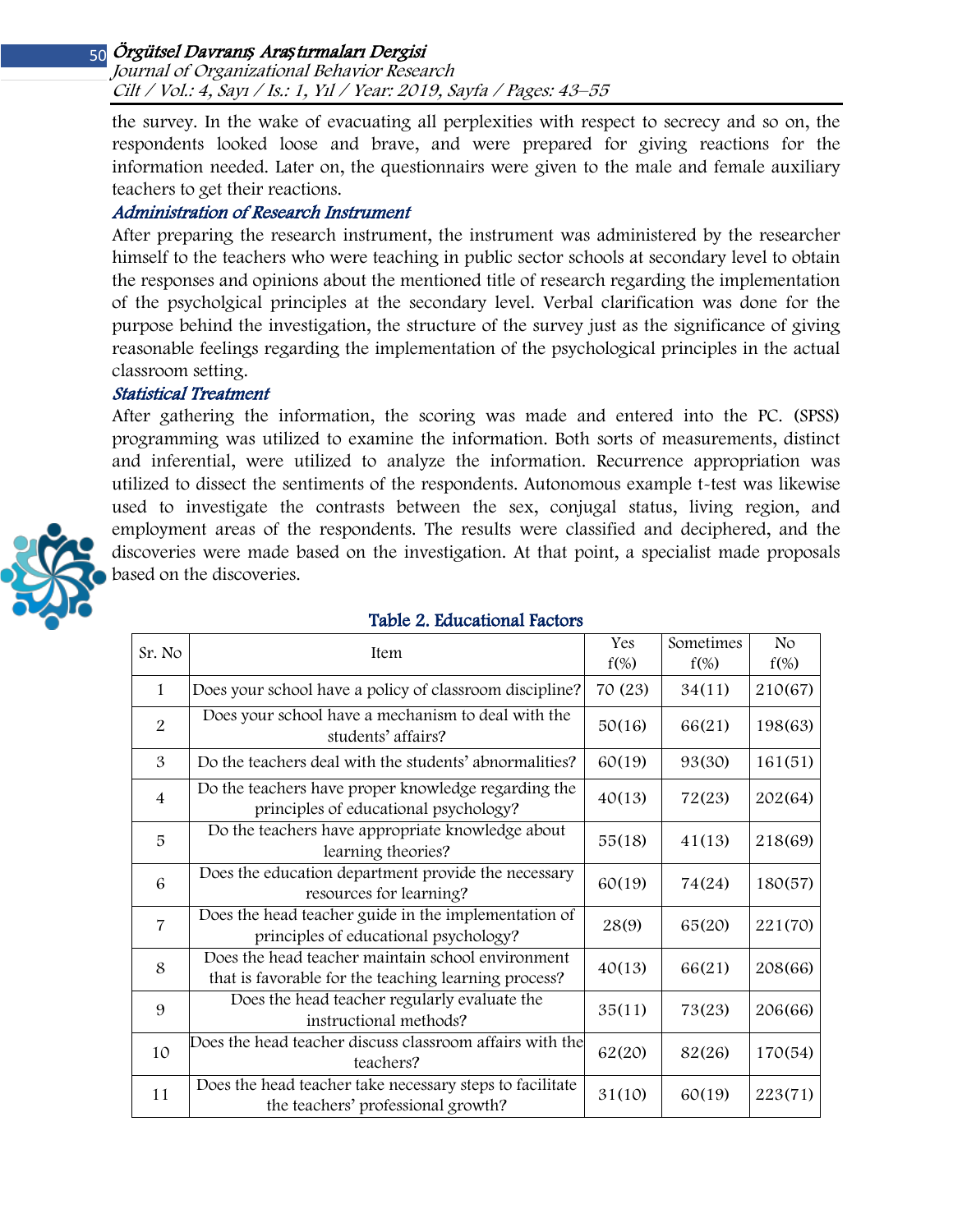the survey. In the wake of evacuating all perplexities with respect to secrecy and so on, the respondents looked loose and brave, and were prepared for giving reactions for the information needed. Later on, the questionnairs were given to the male and female auxiliary teachers to get their reactions.

### *Administration of Research Instrument*

After preparing the research instrument, the instrument was administered by the researcher himself to the teachers who were teaching in public sector schools at secondary level to obtain the responses and opinions about the mentioned title of research regarding the implementation of the psycholgical principles at the secondary level. Verbal clarification was done for the purpose behind the investigation, the structure of the survey just as the significance of giving reasonable feelings regarding the implementation of the psychological principles in the actual classroom setting.

### *Statistical Treatment*

After gathering the information, the scoring was made and entered into the PC. (SPSS) programming was utilized to examine the information. Both sorts of measurements, distinct and inferential, were utilized to analyze the information. Recurrence appropriation was utilized to dissect the sentiments of the respondents. Autonomous example t-test was likewise used to investigate the contrasts between the sex, conjugal status, living region, and employment areas of the respondents. The results were classified and deciphered, and the discoveries were made based on the investigation. At that point, a specialist made proposals based on the discoveries.

**Table 2. Educational Factors**

| Sr. No | Item | Yes f(%) | Sometimes f(%) | No f(%) |
|---|---|---|---|---|
| 1 | Does your school have a policy of classroom discipline? | 70 (23) | 34(11) | 210(67) |
| 2 | Does your school have a mechanism to deal with the students' affairs? | 50(16) | 66(21) | 198(63) |
| 3 | Do the teachers deal with the students' abnormalities? | 60(19) | 93(30) | 161(51) |
| 4 | Do the teachers have proper knowledge regarding the principles of educational psychology? | 40(13) | 72(23) | 202(64) |
| 5 | Do the teachers have appropriate knowledge about learning theories? | 55(18) | 41(13) | 218(69) |
| 6 | Does the education department provide the necessary resources for learning? | 60(19) | 74(24) | 180(57) |
| 7 | Does the head teacher guide in the implementation of principles of educational psychology? | 28(9) | 65(20) | 221(70) |
| 8 | Does the head teacher maintain school environment that is favorable for the teaching learning process? | 40(13) | 66(21) | 208(66) |
| 9 | Does the head teacher regularly evaluate the instructional methods? | 35(11) | 73(23) | 206(66) |
| 10 | Does the head teacher discuss classroom affairs with the teachers? | 62(20) | 82(26) | 170(54) |
| 11 | Does the head teacher take necessary steps to facilitate the teachers' professional growth? | 31(10) | 60(19) | 223(71) |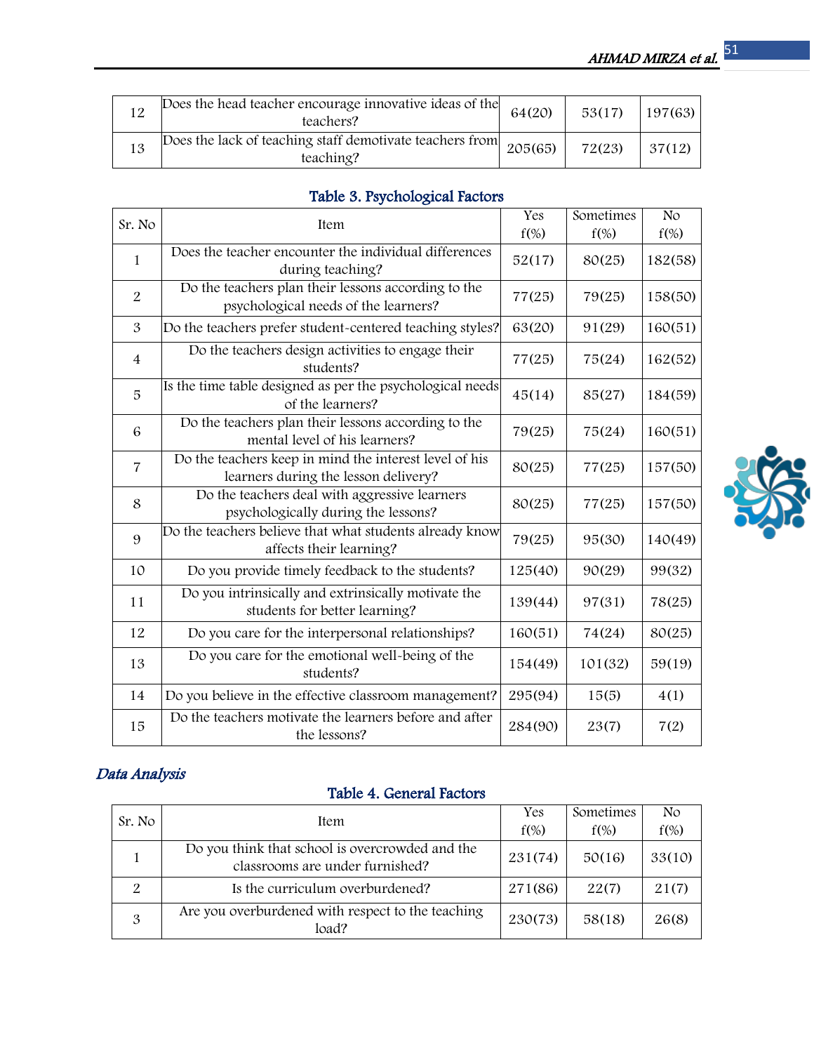| 12 | Does the head teacher encourage innovative ideas of the teachers? | 64(20) | 53(17) | 197(63) |
|---|---|---|---|---|
| 13 | Does the lack of teaching staff demotivate teachers from teaching? | 205(65) | 72(23) | 37(12) |

**Table 3. Psychological Factors**

| Sr. No | Item | Yes f(%) | Sometimes f(%) | No f(%) |
|---|---|---|---|---|
| 1 | Does the teacher encounter the individual differences during teaching? | 52(17) | 80(25) | 182(58) |
| 2 | Do the teachers plan their lessons according to the psychological needs of the learners? | 77(25) | 79(25) | 158(50) |
| 3 | Do the teachers prefer student-centered teaching styles? | 63(20) | 91(29) | 160(51) |
| 4 | Do the teachers design activities to engage their students? | 77(25) | 75(24) | 162(52) |
| 5 | Is the time table designed as per the psychological needs of the learners? | 45(14) | 85(27) | 184(59) |
| 6 | Do the teachers plan their lessons according to the mental level of his learners? | 79(25) | 75(24) | 160(51) |
| 7 | Do the teachers keep in mind the interest level of his learners during the lesson delivery? | 80(25) | 77(25) | 157(50) |
| 8 | Do the teachers deal with aggressive learners psychologically during the lessons? | 80(25) | 77(25) | 157(50) |
| 9 | Do the teachers believe that what students already know affects their learning? | 79(25) | 95(30) | 140(49) |
| 10 | Do you provide timely feedback to the students? | 125(40) | 90(29) | 99(32) |
| 11 | Do you intrinsically and extrinsically motivate the students for better learning? | 139(44) | 97(31) | 78(25) |
| 12 | Do you care for the interpersonal relationships? | 160(51) | 74(24) | 80(25) |
| 13 | Do you care for the emotional well-being of the students? | 154(49) | 101(32) | 59(19) |
| 14 | Do you believe in the effective classroom management? | 295(94) | 15(5) | 4(1) |
| 15 | Do the teachers motivate the learners before and after the lessons? | 284(90) | 23(7) | 7(2) |

## *Data Analysis*

**Table 4. General Factors**

| Sr. No | Item | Yes f(%) | Sometimes f(%) | No f(%) |
|---|---|---|---|---|
| 1 | Do you think that school is overcrowded and the classrooms are under furnished? | 231(74) | 50(16) | 33(10) |
| 2 | Is the curriculum overburdened? | 271(86) | 22(7) | 21(7) |
| 3 | Are you overburdened with respect to the teaching load? | 230(73) | 58(18) | 26(8) |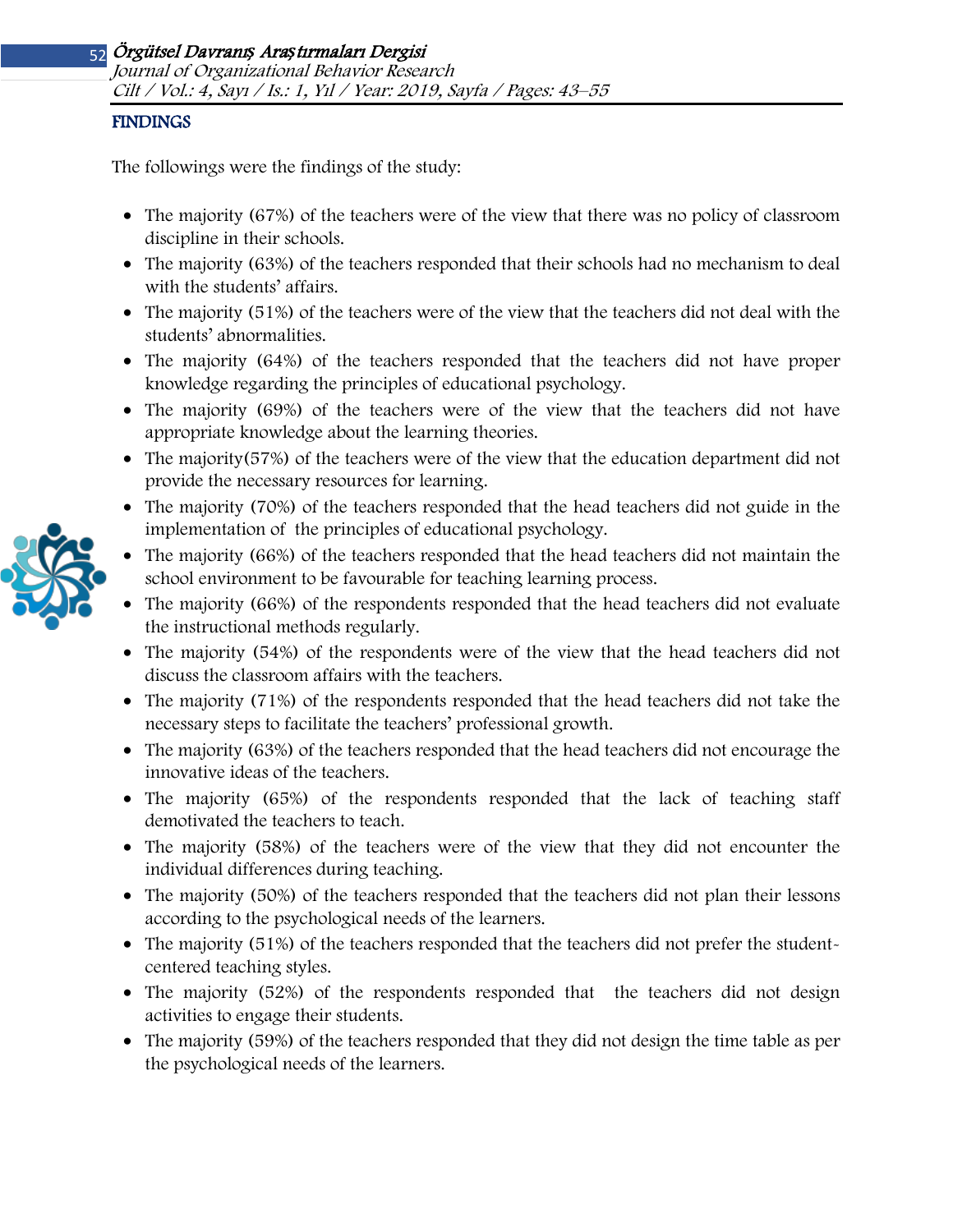## FINDINGS

The followings were the findings of the study:

- The majority (67%) of the teachers were of the view that there was no policy of classroom discipline in their schools.
- The majority (63%) of the teachers responded that their schools had no mechanism to deal with the students' affairs.
- The majority (51%) of the teachers were of the view that the teachers did not deal with the students' abnormalities.
- The majority (64%) of the teachers responded that the teachers did not have proper knowledge regarding the principles of educational psychology.
- The majority (69%) of the teachers were of the view that the teachers did not have appropriate knowledge about the learning theories.
- The majority(57%) of the teachers were of the view that the education department did not provide the necessary resources for learning.
- The majority (70%) of the teachers responded that the head teachers did not guide in the implementation of the principles of educational psychology.
- The majority (66%) of the teachers responded that the head teachers did not maintain the school environment to be favourable for teaching learning process.
- The majority (66%) of the respondents responded that the head teachers did not evaluate the instructional methods regularly.
- The majority (54%) of the respondents were of the view that the head teachers did not discuss the classroom affairs with the teachers.
- The majority (71%) of the respondents responded that the head teachers did not take the necessary steps to facilitate the teachers' professional growth.
- The majority (63%) of the teachers responded that the head teachers did not encourage the innovative ideas of the teachers.
- The majority (65%) of the respondents responded that the lack of teaching staff demotivated the teachers to teach.
- The majority (58%) of the teachers were of the view that they did not encounter the individual differences during teaching.
- The majority (50%) of the teachers responded that the teachers did not plan their lessons according to the psychological needs of the learners.
- The majority (51%) of the teachers responded that the teachers did not prefer the student-centered teaching styles.
- The majority (52%) of the respondents responded that the teachers did not design activities to engage their students.
- The majority (59%) of the teachers responded that they did not design the time table as per the psychological needs of the learners.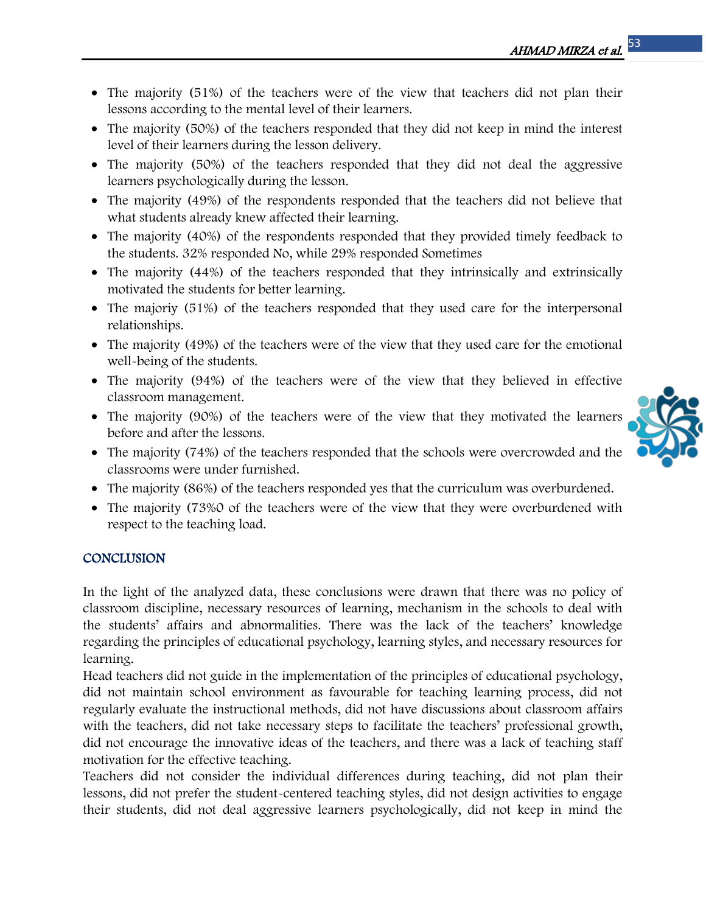- The majority (51%) of the teachers were of the view that teachers did not plan their lessons according to the mental level of their learners.
- The majority (50%) of the teachers responded that they did not keep in mind the interest level of their learners during the lesson delivery.
- The majority (50%) of the teachers responded that they did not deal the aggressive learners psychologically during the lesson.
- The majority (49%) of the respondents responded that the teachers did not believe that what students already knew affected their learning.
- The majority (40%) of the respondents responded that they provided timely feedback to the students. 32% responded No, while 29% responded Sometimes
- The majority (44%) of the teachers responded that they intrinsically and extrinsically motivated the students for better learning.
- The majoriy (51%) of the teachers responded that they used care for the interpersonal relationships.
- The majority (49%) of the teachers were of the view that they used care for the emotional well-being of the students.
- The majority (94%) of the teachers were of the view that they believed in effective classroom management.
- The majority (90%) of the teachers were of the view that they motivated the learners before and after the lessons.
- The majority (74%) of the teachers responded that the schools were overcrowded and the classrooms were under furnished.
- The majority (86%) of the teachers responded yes that the curriculum was overburdened.
- The majority (73%0 of the teachers were of the view that they were overburdened with respect to the teaching load.

## CONCLUSION

In the light of the analyzed data, these conclusions were drawn that there was no policy of classroom discipline, necessary resources of learning, mechanism in the schools to deal with the students' affairs and abnormalities. There was the lack of the teachers' knowledge regarding the principles of educational psychology, learning styles, and necessary resources for learning.

Head teachers did not guide in the implementation of the principles of educational psychology, did not maintain school environment as favourable for teaching learning process, did not regularly evaluate the instructional methods, did not have discussions about classroom affairs with the teachers, did not take necessary steps to facilitate the teachers' professional growth, did not encourage the innovative ideas of the teachers, and there was a lack of teaching staff motivation for the effective teaching.

Teachers did not consider the individual differences during teaching, did not plan their lessons, did not prefer the student-centered teaching styles, did not design activities to engage their students, did not deal aggressive learners psychologically, did not keep in mind the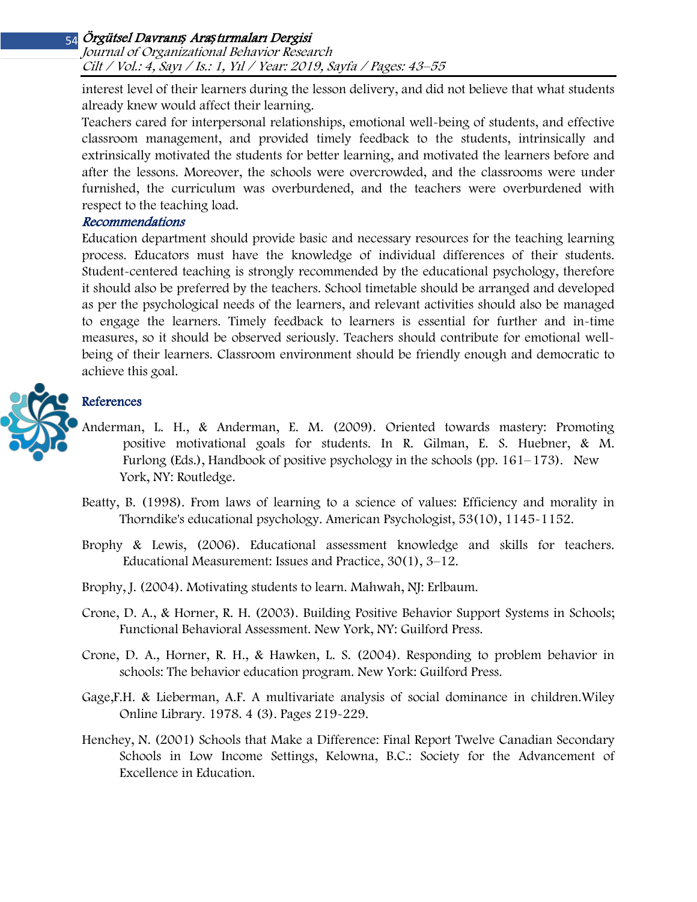interest level of their learners during the lesson delivery, and did not believe that what students already knew would affect their learning.

Teachers cared for interpersonal relationships, emotional well-being of students, and effective classroom management, and provided timely feedback to the students, intrinsically and extrinsically motivated the students for better learning, and motivated the learners before and after the lessons. Moreover, the schools were overcrowded, and the classrooms were under furnished, the curriculum was overburdened, and the teachers were overburdened with respect to the teaching load.

## Recommendations

Education department should provide basic and necessary resources for the teaching learning process. Educators must have the knowledge of individual differences of their students. Student-centered teaching is strongly recommended by the educational psychology, therefore it should also be preferred by the teachers. School timetable should be arranged and developed as per the psychological needs of the learners, and relevant activities should also be managed to engage the learners. Timely feedback to learners is essential for further and in-time measures, so it should be observed seriously. Teachers should contribute for emotional well-being of their learners. Classroom environment should be friendly enough and democratic to achieve this goal.

## References

Anderman, L. H., & Anderman, E. M. (2009). Oriented towards mastery: Promoting positive motivational goals for students. In R. Gilman, E. S. Huebner, & M. Furlong (Eds.), Handbook of positive psychology in the schools (pp. 161–173). New York, NY: Routledge.

Beatty, B. (1998). From laws of learning to a science of values: Efficiency and morality in Thorndike's educational psychology. American Psychologist, 53(10), 1145-1152.

Brophy & Lewis, (2006). Educational assessment knowledge and skills for teachers. Educational Measurement: Issues and Practice, 30(1), 3–12.

Brophy, J. (2004). Motivating students to learn. Mahwah, NJ: Erlbaum.

Crone, D. A., & Horner, R. H. (2003). Building Positive Behavior Support Systems in Schools; Functional Behavioral Assessment. New York, NY: Guilford Press.

Crone, D. A., Horner, R. H., & Hawken, L. S. (2004). Responding to problem behavior in schools: The behavior education program. New York: Guilford Press.

Gage,F.H. & Lieberman, A.F. A multivariate analysis of social dominance in children.Wiley Online Library. 1978. 4 (3). Pages 219-229.

Henchey, N. (2001) Schools that Make a Difference: Final Report Twelve Canadian Secondary Schools in Low Income Settings, Kelowna, B.C.: Society for the Advancement of Excellence in Education.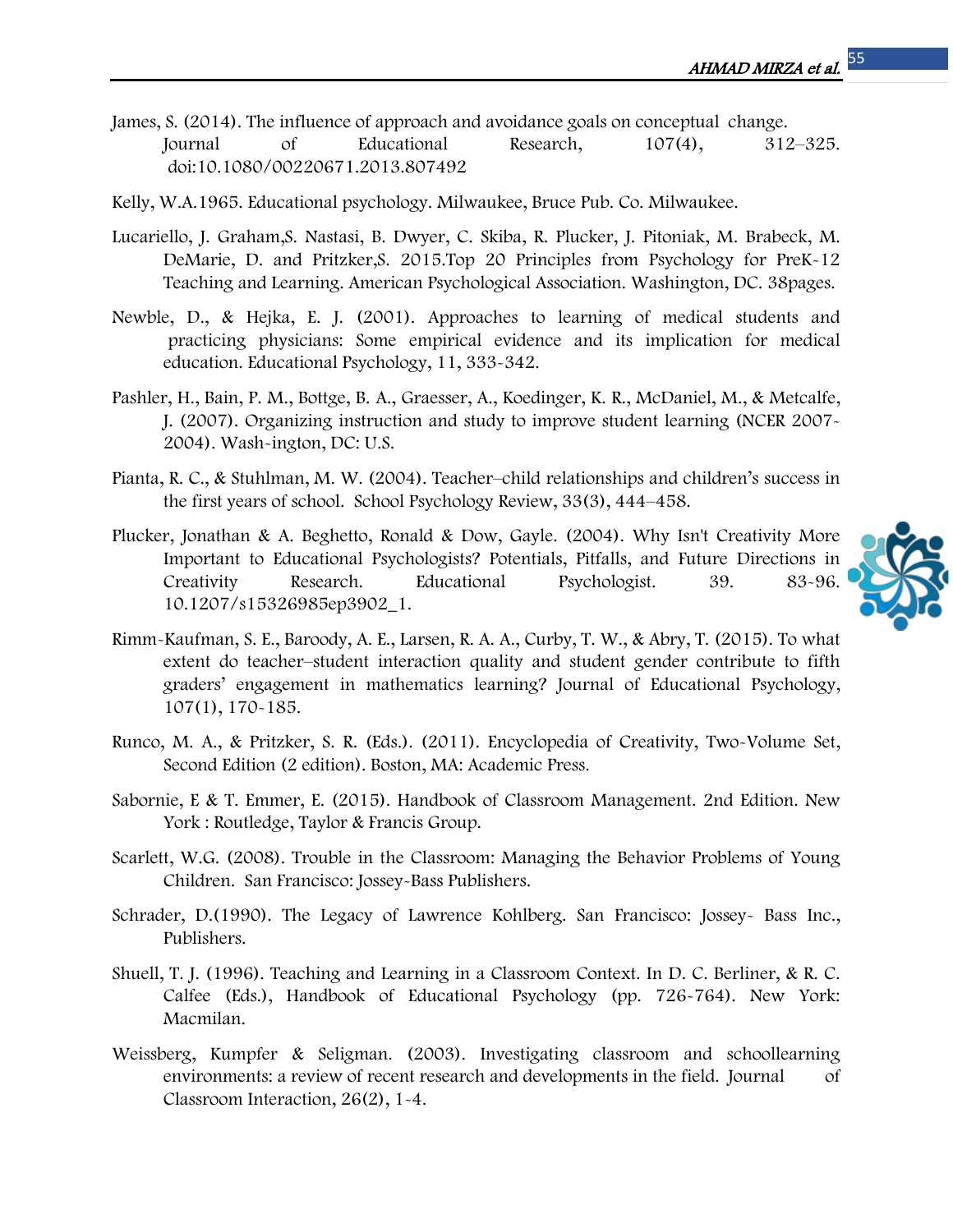James, S. (2014). The influence of approach and avoidance goals on conceptual change. Journal of Educational Research, 107(4), 312–325. doi:10.1080/00220671.2013.807492

Kelly, W.A.1965. Educational psychology. Milwaukee, Bruce Pub. Co. Milwaukee.

Lucariello, J. Graham,S. Nastasi, B. Dwyer, C. Skiba, R. Plucker, J. Pitoniak, M. Brabeck, M. DeMarie, D. and Pritzker,S. 2015.Top 20 Principles from Psychology for PreK-12 Teaching and Learning. American Psychological Association. Washington, DC. 38pages.

Newble, D., & Hejka, E. J. (2001). Approaches to learning of medical students and practicing physicians: Some empirical evidence and its implication for medical education. Educational Psychology, 11, 333-342.

Pashler, H., Bain, P. M., Bottge, B. A., Graesser, A., Koedinger, K. R., McDaniel, M., & Metcalfe, J. (2007). Organizing instruction and study to improve student learning (NCER 2007-2004). Wash-ington, DC: U.S.

Pianta, R. C., & Stuhlman, M. W. (2004). Teacher–child relationships and children's success in the first years of school. School Psychology Review, 33(3), 444–458.

Plucker, Jonathan & A. Beghetto, Ronald & Dow, Gayle. (2004). Why Isn't Creativity More Important to Educational Psychologists? Potentials, Pitfalls, and Future Directions in Creativity Research. Educational Psychologist. 39. 83-96. 10.1207/s15326985ep3902_1.

Rimm-Kaufman, S. E., Baroody, A. E., Larsen, R. A. A., Curby, T. W., & Abry, T. (2015). To what extent do teacher–student interaction quality and student gender contribute to fifth graders' engagement in mathematics learning? Journal of Educational Psychology, 107(1), 170-185.

Runco, M. A., & Pritzker, S. R. (Eds.). (2011). Encyclopedia of Creativity, Two-Volume Set, Second Edition (2 edition). Boston, MA: Academic Press.

Sabornie, E & T. Emmer, E. (2015). Handbook of Classroom Management. 2nd Edition. New York : Routledge, Taylor & Francis Group.

Scarlett, W.G. (2008). Trouble in the Classroom: Managing the Behavior Problems of Young Children. San Francisco: Jossey-Bass Publishers.

Schrader, D.(1990). The Legacy of Lawrence Kohlberg. San Francisco: Jossey- Bass Inc., Publishers.

Shuell, T. J. (1996). Teaching and Learning in a Classroom Context. In D. C. Berliner, & R. C. Calfee (Eds.), Handbook of Educational Psychology (pp. 726-764). New York: Macmilan.

Weissberg, Kumpfer & Seligman. (2003). Investigating classroom and schoollearning environments: a review of recent research and developments in the field. Journal of Classroom Interaction, 26(2), 1-4.